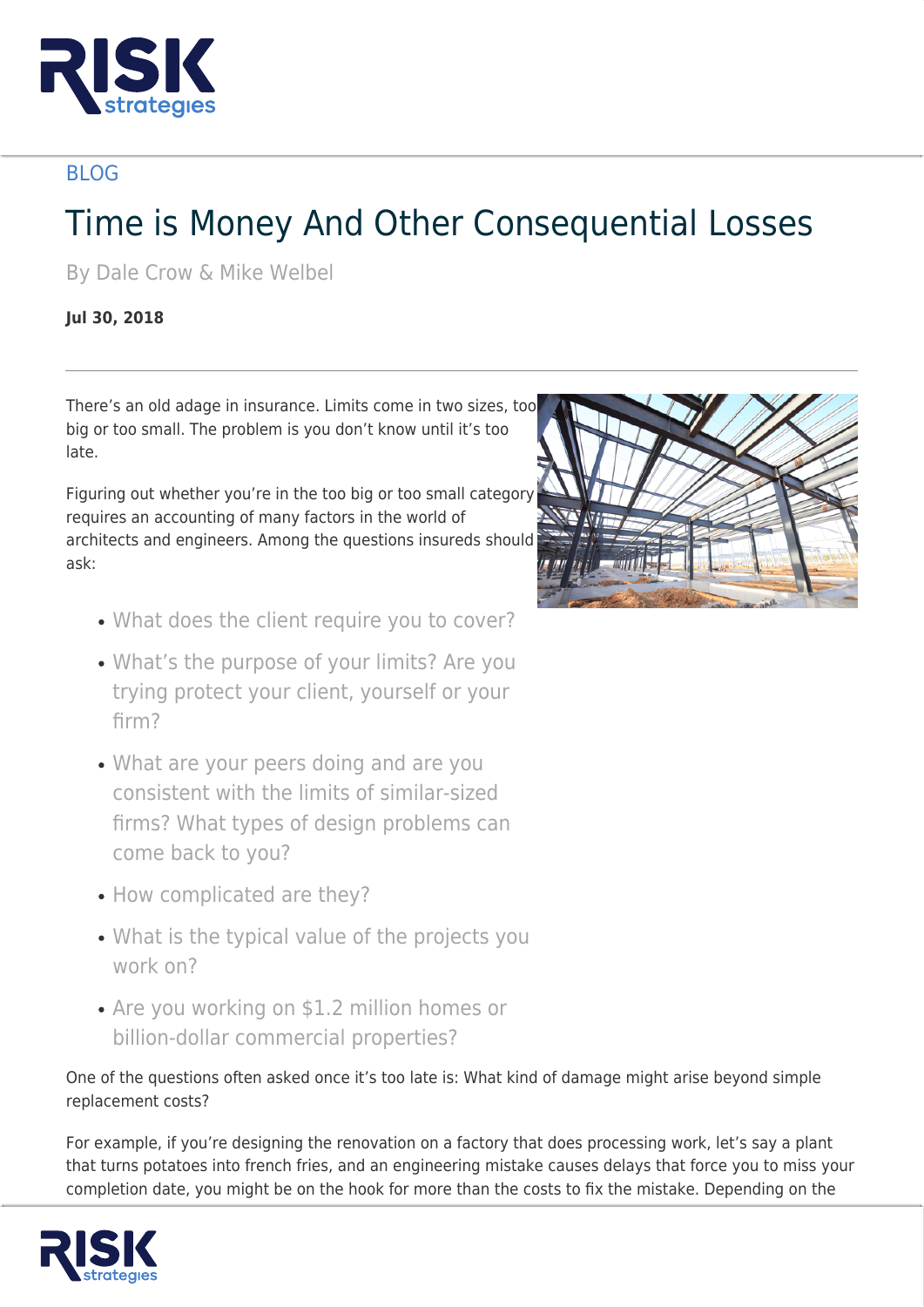BLOG

# Time is Money And Other Consequential Losses

By Dale Crow & Mike Welbel

**Jul 30, 2018**

---

There's an old adage in insurance. Limits come in two sizes, too big or too small. The problem is you don't know until it's too late.

Figuring out whether you're in the too big or too small category requires an accounting of many factors in the world of architects and engineers. Among the questions insureds should ask:

- What does the client require you to cover?
- What's the purpose of your limits? Are you trying protect your client, yourself or your firm?
- What are your peers doing and are you consistent with the limits of similar-sized firms? What types of design problems can come back to you?
- How complicated are they?
- What is the typical value of the projects you work on?
- Are you working on $1.2 million homes or billion-dollar commercial properties?

One of the questions often asked once it's too late is: What kind of damage might arise beyond simple replacement costs?

For example, if you're designing the renovation on a factory that does processing work, let's say a plant that turns potatoes into french fries, and an engineering mistake causes delays that force you to miss your completion date, you might be on the hook for more than the costs to fix the mistake. Depending on the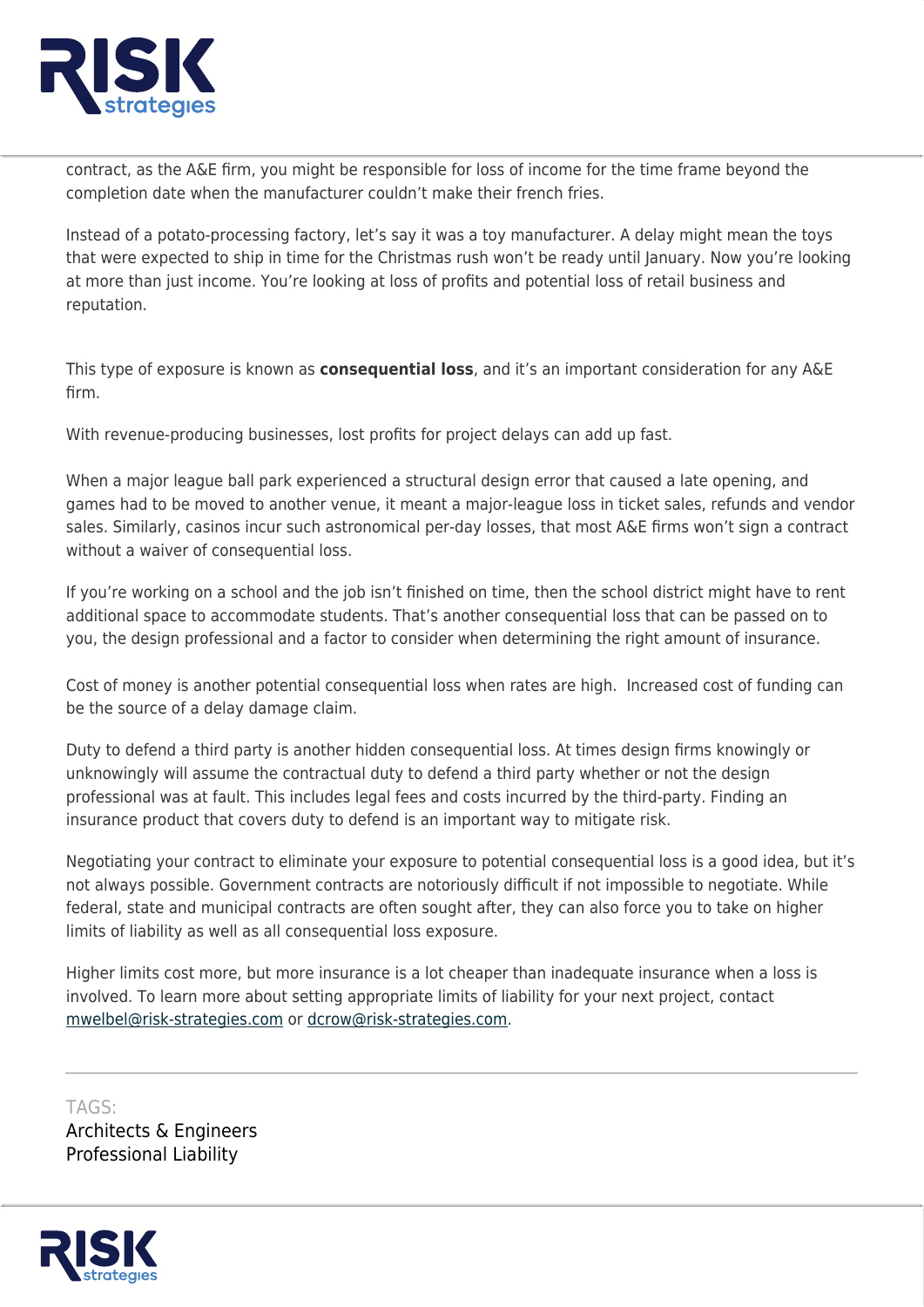contract, as the A&E firm, you might be responsible for loss of income for the time frame beyond the completion date when the manufacturer couldn't make their french fries.

Instead of a potato-processing factory, let's say it was a toy manufacturer. A delay might mean the toys that were expected to ship in time for the Christmas rush won't be ready until January. Now you're looking at more than just income. You're looking at loss of profits and potential loss of retail business and reputation.

This type of exposure is known as **consequential loss**, and it's an important consideration for any A&E firm.

With revenue-producing businesses, lost profits for project delays can add up fast.

When a major league ball park experienced a structural design error that caused a late opening, and games had to be moved to another venue, it meant a major-league loss in ticket sales, refunds and vendor sales. Similarly, casinos incur such astronomical per-day losses, that most A&E firms won't sign a contract without a waiver of consequential loss.

If you're working on a school and the job isn't finished on time, then the school district might have to rent additional space to accommodate students. That's another consequential loss that can be passed on to you, the design professional and a factor to consider when determining the right amount of insurance.

Cost of money is another potential consequential loss when rates are high. Increased cost of funding can be the source of a delay damage claim.

Duty to defend a third party is another hidden consequential loss. At times design firms knowingly or unknowingly will assume the contractual duty to defend a third party whether or not the design professional was at fault. This includes legal fees and costs incurred by the third-party. Finding an insurance product that covers duty to defend is an important way to mitigate risk.

Negotiating your contract to eliminate your exposure to potential consequential loss is a good idea, but it's not always possible. Government contracts are notoriously difficult if not impossible to negotiate. While federal, state and municipal contracts are often sought after, they can also force you to take on higher limits of liability as well as all consequential loss exposure.

Higher limits cost more, but more insurance is a lot cheaper than inadequate insurance when a loss is involved. To learn more about setting appropriate limits of liability for your next project, contact mwelbel@risk-strategies.com or dcrow@risk-strategies.com.

---

TAGS:
Architects & Engineers
Professional Liability